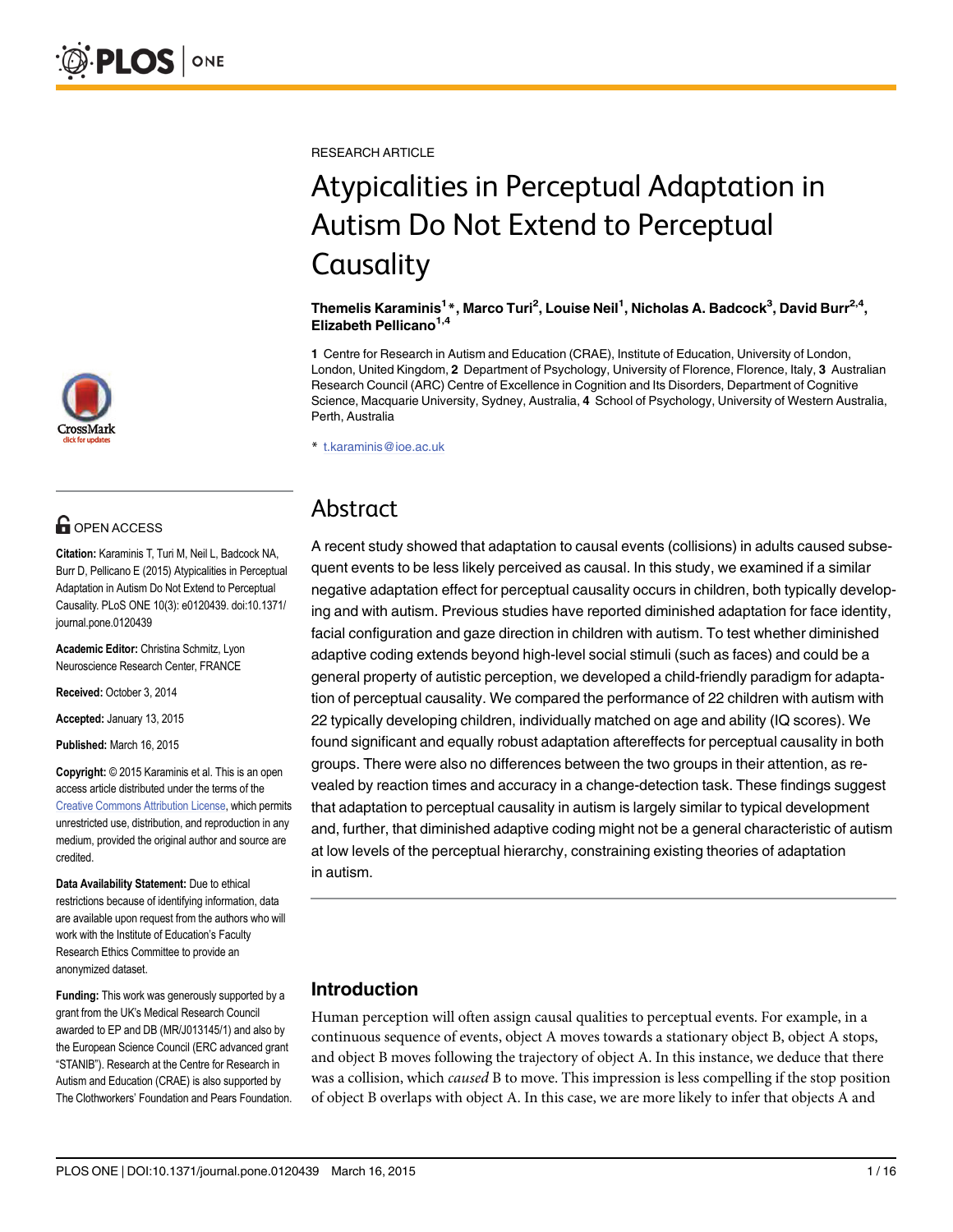RESEARCH ARTICLE

# Atypicalities in Perceptual Adaptation in Autism Do Not Extend to Perceptual Causality

**Themelis Karaminis[1]*, Marco Turi[2], Louise Neil[1], Nicholas A. Badcock[3], David Burr[2,4], Elizabeth Pellicano[1,4]**

**1** Centre for Research in Autism and Education (CRAE), Institute of Education, University of London, London, United Kingdom, **2** Department of Psychology, University of Florence, Florence, Italy, **3** Australian Research Council (ARC) Centre of Excellence in Cognition and Its Disorders, Department of Cognitive Science, Macquarie University, Sydney, Australia, **4** School of Psychology, University of Western Australia, Perth, Australia

* t.karaminis@ioe.ac.uk

OPEN ACCESS

**Citation:** Karaminis T, Turi M, Neil L, Badcock NA, Burr D, Pellicano E (2015) Atypicalities in Perceptual Adaptation in Autism Do Not Extend to Perceptual Causality. PLoS ONE 10(3): e0120439. doi:10.1371/journal.pone.0120439

**Academic Editor:** Christina Schmitz, Lyon Neuroscience Research Center, FRANCE

**Received:** October 3, 2014

**Accepted:** January 13, 2015

**Published:** March 16, 2015

**Copyright:** © 2015 Karaminis et al. This is an open access article distributed under the terms of the Creative Commons Attribution License, which permits unrestricted use, distribution, and reproduction in any medium, provided the original author and source are credited.

**Data Availability Statement:** Due to ethical restrictions because of identifying information, data are available upon request from the authors who will work with the Institute of Education's Faculty Research Ethics Committee to provide an anonymized dataset.

**Funding:** This work was generously supported by a grant from the UK's Medical Research Council awarded to EP and DB (MR/J013145/1) and also by the European Science Council (ERC advanced grant "STANIB"). Research at the Centre for Research in Autism and Education (CRAE) is also supported by The Clothworkers' Foundation and Pears Foundation.

## Abstract

A recent study showed that adaptation to causal events (collisions) in adults caused subsequent events to be less likely perceived as causal. In this study, we examined if a similar negative adaptation effect for perceptual causality occurs in children, both typically developing and with autism. Previous studies have reported diminished adaptation for face identity, facial configuration and gaze direction in children with autism. To test whether diminished adaptive coding extends beyond high-level social stimuli (such as faces) and could be a general property of autistic perception, we developed a child-friendly paradigm for adaptation of perceptual causality. We compared the performance of 22 children with autism with 22 typically developing children, individually matched on age and ability (IQ scores). We found significant and equally robust adaptation aftereffects for perceptual causality in both groups. There were also no differences between the two groups in their attention, as revealed by reaction times and accuracy in a change-detection task. These findings suggest that adaptation to perceptual causality in autism is largely similar to typical development and, further, that diminished adaptive coding might not be a general characteristic of autism at low levels of the perceptual hierarchy, constraining existing theories of adaptation in autism.

## Introduction

Human perception will often assign causal qualities to perceptual events. For example, in a continuous sequence of events, object A moves towards a stationary object B, object A stops, and object B moves following the trajectory of object A. In this instance, we deduce that there was a collision, which *caused* B to move. This impression is less compelling if the stop position of object B overlaps with object A. In this case, we are more likely to infer that objects A and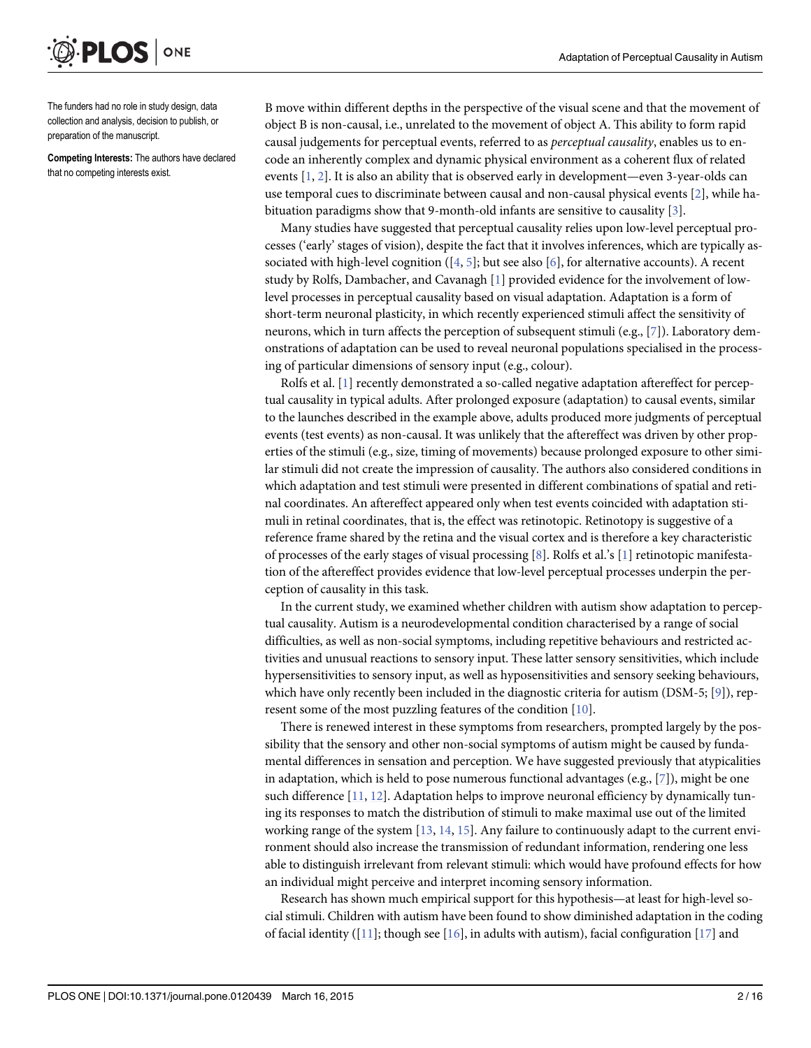The funders had no role in study design, data collection and analysis, decision to publish, or preparation of the manuscript.

**Competing Interests:** The authors have declared that no competing interests exist.

B move within different depths in the perspective of the visual scene and that the movement of object B is non-causal, i.e., unrelated to the movement of object A. This ability to form rapid causal judgements for perceptual events, referred to as *perceptual causality*, enables us to encode an inherently complex and dynamic physical environment as a coherent flux of related events [1, 2]. It is also an ability that is observed early in development—even 3-year-olds can use temporal cues to discriminate between causal and non-causal physical events [2], while habituation paradigms show that 9-month-old infants are sensitive to causality [3].

Many studies have suggested that perceptual causality relies upon low-level perceptual processes ('early' stages of vision), despite the fact that it involves inferences, which are typically associated with high-level cognition ([4, 5]; but see also [6], for alternative accounts). A recent study by Rolfs, Dambacher, and Cavanagh [1] provided evidence for the involvement of low-level processes in perceptual causality based on visual adaptation. Adaptation is a form of short-term neuronal plasticity, in which recently experienced stimuli affect the sensitivity of neurons, which in turn affects the perception of subsequent stimuli (e.g., [7]). Laboratory demonstrations of adaptation can be used to reveal neuronal populations specialised in the processing of particular dimensions of sensory input (e.g., colour).

Rolfs et al. [1] recently demonstrated a so-called negative adaptation aftereffect for perceptual causality in typical adults. After prolonged exposure (adaptation) to causal events, similar to the launches described in the example above, adults produced more judgments of perceptual events (test events) as non-causal. It was unlikely that the aftereffect was driven by other properties of the stimuli (e.g., size, timing of movements) because prolonged exposure to other similar stimuli did not create the impression of causality. The authors also considered conditions in which adaptation and test stimuli were presented in different combinations of spatial and retinal coordinates. An aftereffect appeared only when test events coincided with adaptation stimuli in retinal coordinates, that is, the effect was retinotopic. Retinotopy is suggestive of a reference frame shared by the retina and the visual cortex and is therefore a key characteristic of processes of the early stages of visual processing [8]. Rolfs et al.'s [1] retinotopic manifestation of the aftereffect provides evidence that low-level perceptual processes underpin the perception of causality in this task.

In the current study, we examined whether children with autism show adaptation to perceptual causality. Autism is a neurodevelopmental condition characterised by a range of social difficulties, as well as non-social symptoms, including repetitive behaviours and restricted activities and unusual reactions to sensory input. These latter sensory sensitivities, which include hypersensitivities to sensory input, as well as hyposensitivities and sensory seeking behaviours, which have only recently been included in the diagnostic criteria for autism (DSM-5; [9]), represent some of the most puzzling features of the condition [10].

There is renewed interest in these symptoms from researchers, prompted largely by the possibility that the sensory and other non-social symptoms of autism might be caused by fundamental differences in sensation and perception. We have suggested previously that atypicalities in adaptation, which is held to pose numerous functional advantages (e.g., [7]), might be one such difference [11, 12]. Adaptation helps to improve neuronal efficiency by dynamically tuning its responses to match the distribution of stimuli to make maximal use out of the limited working range of the system [13, 14, 15]. Any failure to continuously adapt to the current environment should also increase the transmission of redundant information, rendering one less able to distinguish irrelevant from relevant stimuli: which would have profound effects for how an individual might perceive and interpret incoming sensory information.

Research has shown much empirical support for this hypothesis—at least for high-level social stimuli. Children with autism have been found to show diminished adaptation in the coding of facial identity ([11]; though see [16], in adults with autism), facial configuration [17] and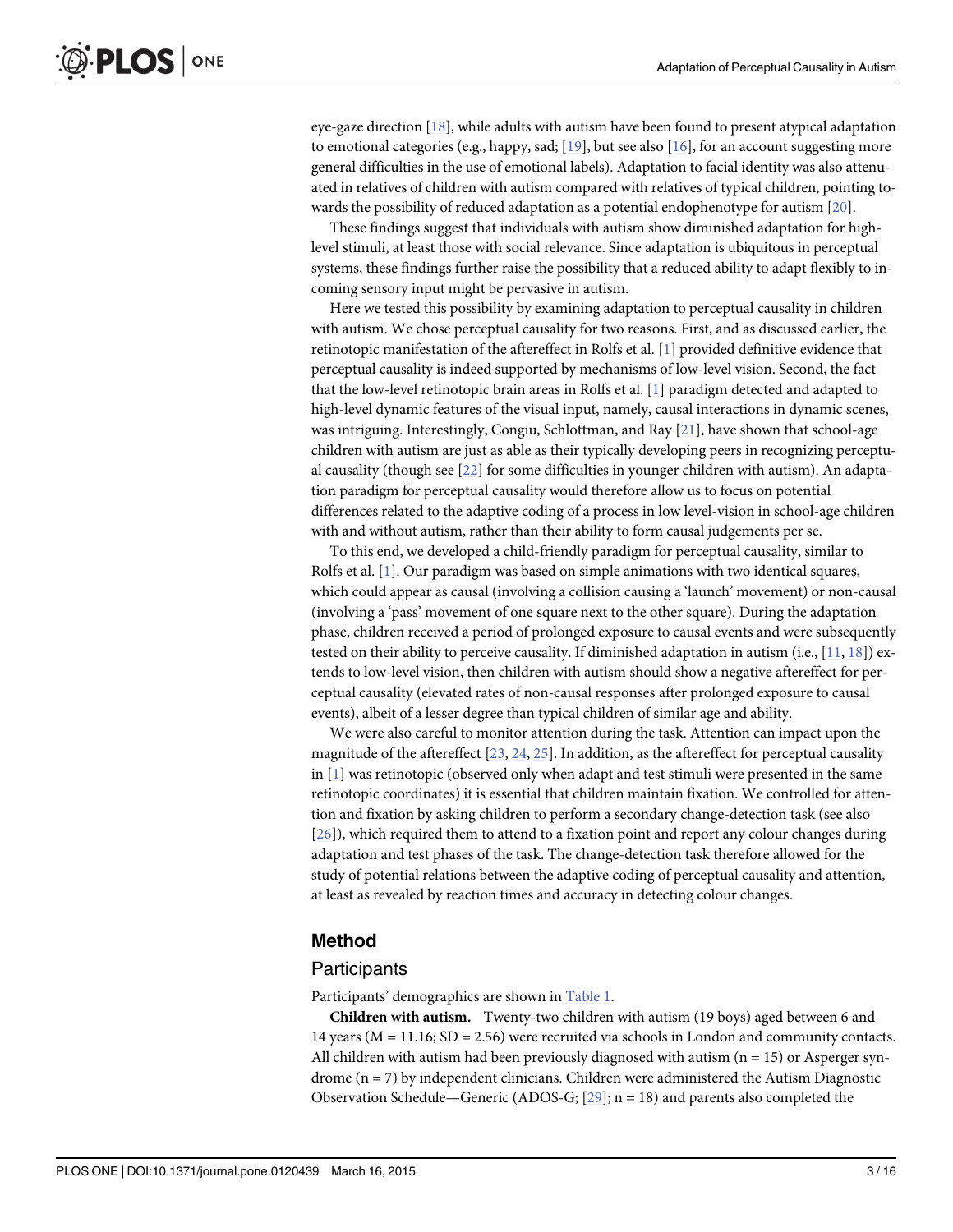eye-gaze direction [18], while adults with autism have been found to present atypical adaptation to emotional categories (e.g., happy, sad; [19], but see also [16], for an account suggesting more general difficulties in the use of emotional labels). Adaptation to facial identity was also attenuated in relatives of children with autism compared with relatives of typical children, pointing towards the possibility of reduced adaptation as a potential endophenotype for autism [20].

These findings suggest that individuals with autism show diminished adaptation for high-level stimuli, at least those with social relevance. Since adaptation is ubiquitous in perceptual systems, these findings further raise the possibility that a reduced ability to adapt flexibly to incoming sensory input might be pervasive in autism.

Here we tested this possibility by examining adaptation to perceptual causality in children with autism. We chose perceptual causality for two reasons. First, and as discussed earlier, the retinotopic manifestation of the aftereffect in Rolfs et al. [1] provided definitive evidence that perceptual causality is indeed supported by mechanisms of low-level vision. Second, the fact that the low-level retinotopic brain areas in Rolfs et al. [1] paradigm detected and adapted to high-level dynamic features of the visual input, namely, causal interactions in dynamic scenes, was intriguing. Interestingly, Congiu, Schlottman, and Ray [21], have shown that school-age children with autism are just as able as their typically developing peers in recognizing perceptual causality (though see [22] for some difficulties in younger children with autism). An adaptation paradigm for perceptual causality would therefore allow us to focus on potential differences related to the adaptive coding of a process in low level-vision in school-age children with and without autism, rather than their ability to form causal judgements per se.

To this end, we developed a child-friendly paradigm for perceptual causality, similar to Rolfs et al. [1]. Our paradigm was based on simple animations with two identical squares, which could appear as causal (involving a collision causing a 'launch' movement) or non-causal (involving a 'pass' movement of one square next to the other square). During the adaptation phase, children received a period of prolonged exposure to causal events and were subsequently tested on their ability to perceive causality. If diminished adaptation in autism (i.e., [11, 18]) extends to low-level vision, then children with autism should show a negative aftereffect for perceptual causality (elevated rates of non-causal responses after prolonged exposure to causal events), albeit of a lesser degree than typical children of similar age and ability.

We were also careful to monitor attention during the task. Attention can impact upon the magnitude of the aftereffect [23, 24, 25]. In addition, as the aftereffect for perceptual causality in [1] was retinotopic (observed only when adapt and test stimuli were presented in the same retinotopic coordinates) it is essential that children maintain fixation. We controlled for attention and fixation by asking children to perform a secondary change-detection task (see also [26]), which required them to attend to a fixation point and report any colour changes during adaptation and test phases of the task. The change-detection task therefore allowed for the study of potential relations between the adaptive coding of perceptual causality and attention, at least as revealed by reaction times and accuracy in detecting colour changes.

## Method

### Participants

Participants' demographics are shown in Table 1.

**Children with autism.** Twenty-two children with autism (19 boys) aged between 6 and 14 years (M = 11.16; SD = 2.56) were recruited via schools in London and community contacts. All children with autism had been previously diagnosed with autism (n = 15) or Asperger syndrome (n = 7) by independent clinicians. Children were administered the Autism Diagnostic Observation Schedule—Generic (ADOS-G; [29]; n = 18) and parents also completed the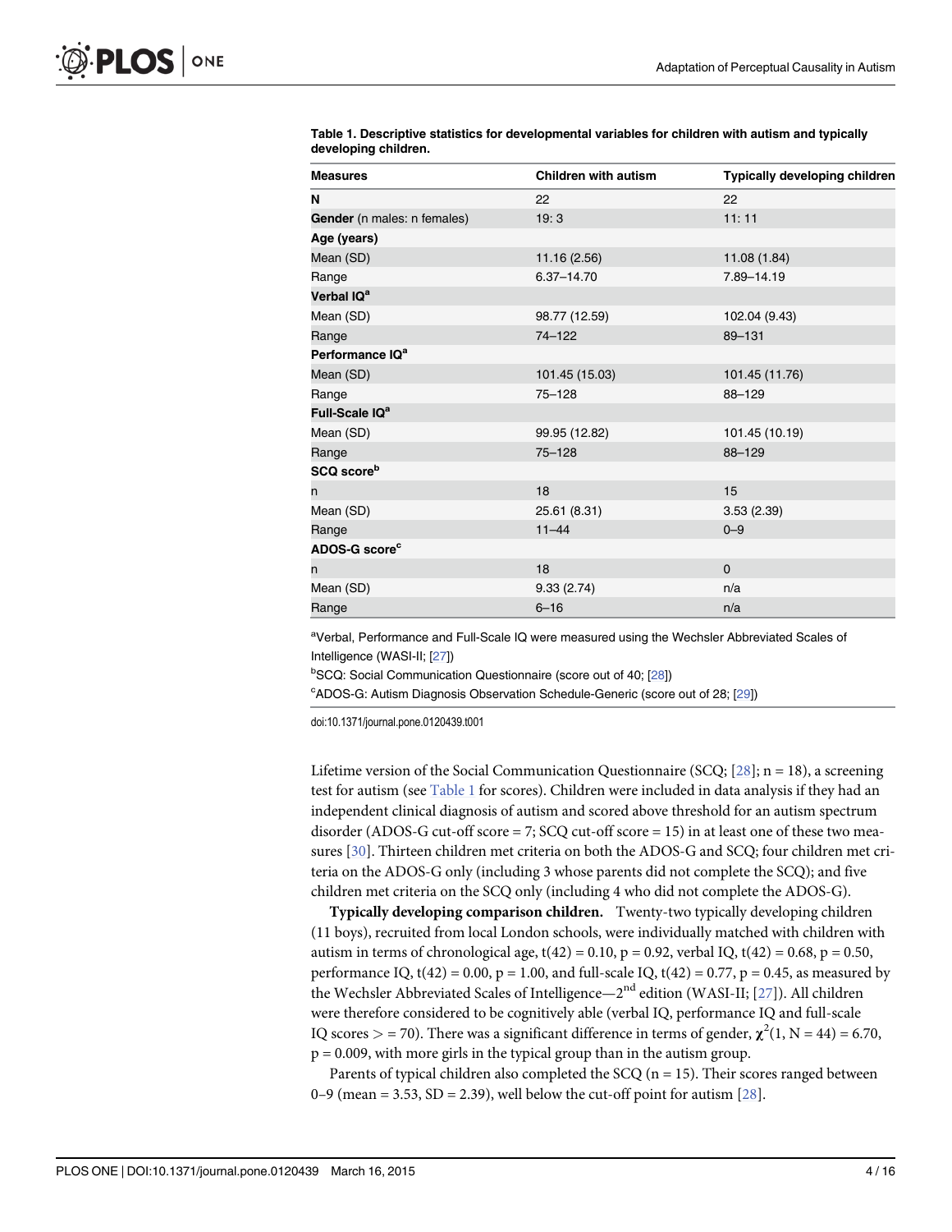**Table 1. Descriptive statistics for developmental variables for children with autism and typically developing children.**

| Measures | Children with autism | Typically developing children |
|---|---|---|
| **N** | 22 | 22 |
| **Gender** (n males: n females) | 19: 3 | 11: 11 |
| **Age (years)** | | |
| Mean (SD) | 11.16 (2.56) | 11.08 (1.84) |
| Range | 6.37–14.70 | 7.89–14.19 |
| **Verbal IQ**[a] | | |
| Mean (SD) | 98.77 (12.59) | 102.04 (9.43) |
| Range | 74–122 | 89–131 |
| **Performance IQ**[a] | | |
| Mean (SD) | 101.45 (15.03) | 101.45 (11.76) |
| Range | 75–128 | 88–129 |
| **Full-Scale IQ**[a] | | |
| Mean (SD) | 99.95 (12.82) | 101.45 (10.19) |
| Range | 75–128 | 88–129 |
| **SCQ score**[b] | | |
| n | 18 | 15 |
| Mean (SD) | 25.61 (8.31) | 3.53 (2.39) |
| Range | 11–44 | 0–9 |
| **ADOS-G score**[c] | | |
| n | 18 | 0 |
| Mean (SD) | 9.33 (2.74) | n/a |
| Range | 6–16 | n/a |

[a]Verbal, Performance and Full-Scale IQ were measured using the Wechsler Abbreviated Scales of Intelligence (WASI-II; [27])

[b]SCQ: Social Communication Questionnaire (score out of 40; [28])

[c]ADOS-G: Autism Diagnosis Observation Schedule-Generic (score out of 28; [29])

doi:10.1371/journal.pone.0120439.t001

Lifetime version of the Social Communication Questionnaire (SCQ; [28]; n = 18), a screening test for autism (see Table 1 for scores). Children were included in data analysis if they had an independent clinical diagnosis of autism and scored above threshold for an autism spectrum disorder (ADOS-G cut-off score = 7; SCQ cut-off score = 15) in at least one of these two measures [30]. Thirteen children met criteria on both the ADOS-G and SCQ; four children met criteria on the ADOS-G only (including 3 whose parents did not complete the SCQ); and five children met criteria on the SCQ only (including 4 who did not complete the ADOS-G).

**Typically developing comparison children.** Twenty-two typically developing children (11 boys), recruited from local London schools, were individually matched with children with autism in terms of chronological age, $t(42) = 0.10$, $p = 0.92$, verbal IQ, $t(42) = 0.68$, $p = 0.50$, performance IQ, $t(42) = 0.00$, $p = 1.00$, and full-scale IQ, $t(42) = 0.77$, $p = 0.45$, as measured by the Wechsler Abbreviated Scales of Intelligence—2nd edition (WASI-II; [27]). All children were therefore considered to be cognitively able (verbal IQ, performance IQ and full-scale IQ scores > = 70). There was a significant difference in terms of gender, $\chi^2(1, N = 44) = 6.70$, $p = 0.009$, with more girls in the typical group than in the autism group.

Parents of typical children also completed the SCQ (n = 15). Their scores ranged between 0–9 (mean = 3.53, SD = 2.39), well below the cut-off point for autism [28].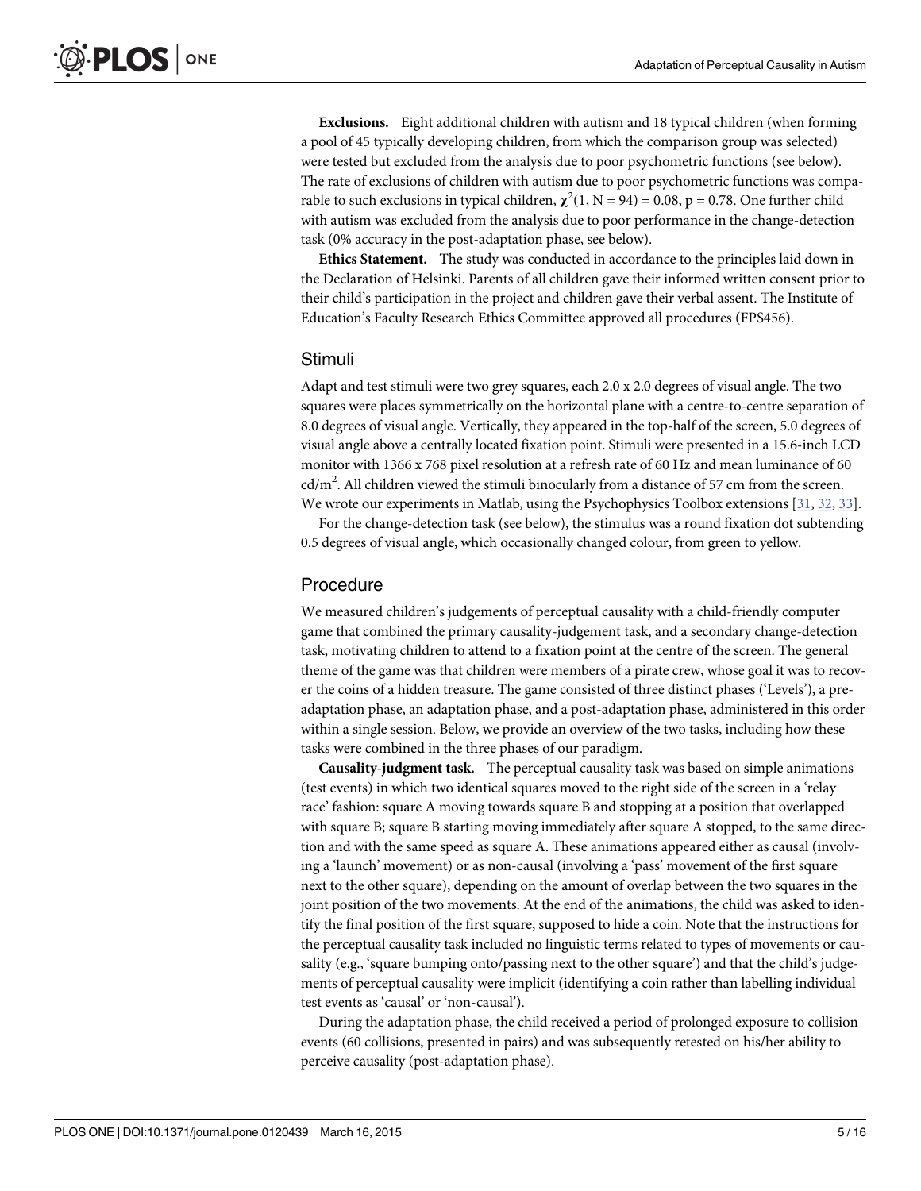**Exclusions.** Eight additional children with autism and 18 typical children (when forming a pool of 45 typically developing children, from which the comparison group was selected) were tested but excluded from the analysis due to poor psychometric functions (see below). The rate of exclusions of children with autism due to poor psychometric functions was comparable to such exclusions in typical children, $\chi^2(1, N = 94) = 0.08$, $p = 0.78$. One further child with autism was excluded from the analysis due to poor performance in the change-detection task (0% accuracy in the post-adaptation phase, see below).

**Ethics Statement.** The study was conducted in accordance to the principles laid down in the Declaration of Helsinki. Parents of all children gave their informed written consent prior to their child's participation in the project and children gave their verbal assent. The Institute of Education's Faculty Research Ethics Committee approved all procedures (FPS456).

## Stimuli

Adapt and test stimuli were two grey squares, each 2.0 x 2.0 degrees of visual angle. The two squares were places symmetrically on the horizontal plane with a centre-to-centre separation of 8.0 degrees of visual angle. Vertically, they appeared in the top-half of the screen, 5.0 degrees of visual angle above a centrally located fixation point. Stimuli were presented in a 15.6-inch LCD monitor with 1366 x 768 pixel resolution at a refresh rate of 60 Hz and mean luminance of 60 cd/m$^2$. All children viewed the stimuli binocularly from a distance of 57 cm from the screen. We wrote our experiments in Matlab, using the Psychophysics Toolbox extensions [31, 32, 33].

For the change-detection task (see below), the stimulus was a round fixation dot subtending 0.5 degrees of visual angle, which occasionally changed colour, from green to yellow.

## Procedure

We measured children's judgements of perceptual causality with a child-friendly computer game that combined the primary causality-judgement task, and a secondary change-detection task, motivating children to attend to a fixation point at the centre of the screen. The general theme of the game was that children were members of a pirate crew, whose goal it was to recover the coins of a hidden treasure. The game consisted of three distinct phases ('Levels'), a pre-adaptation phase, an adaptation phase, and a post-adaptation phase, administered in this order within a single session. Below, we provide an overview of the two tasks, including how these tasks were combined in the three phases of our paradigm.

**Causality-judgment task.** The perceptual causality task was based on simple animations (test events) in which two identical squares moved to the right side of the screen in a 'relay race' fashion: square A moving towards square B and stopping at a position that overlapped with square B; square B starting moving immediately after square A stopped, to the same direction and with the same speed as square A. These animations appeared either as causal (involving a 'launch' movement) or as non-causal (involving a 'pass' movement of the first square next to the other square), depending on the amount of overlap between the two squares in the joint position of the two movements. At the end of the animations, the child was asked to identify the final position of the first square, supposed to hide a coin. Note that the instructions for the perceptual causality task included no linguistic terms related to types of movements or causality (e.g., 'square bumping onto/passing next to the other square') and that the child's judgements of perceptual causality were implicit (identifying a coin rather than labelling individual test events as 'causal' or 'non-causal').

During the adaptation phase, the child received a period of prolonged exposure to collision events (60 collisions, presented in pairs) and was subsequently retested on his/her ability to perceive causality (post-adaptation phase).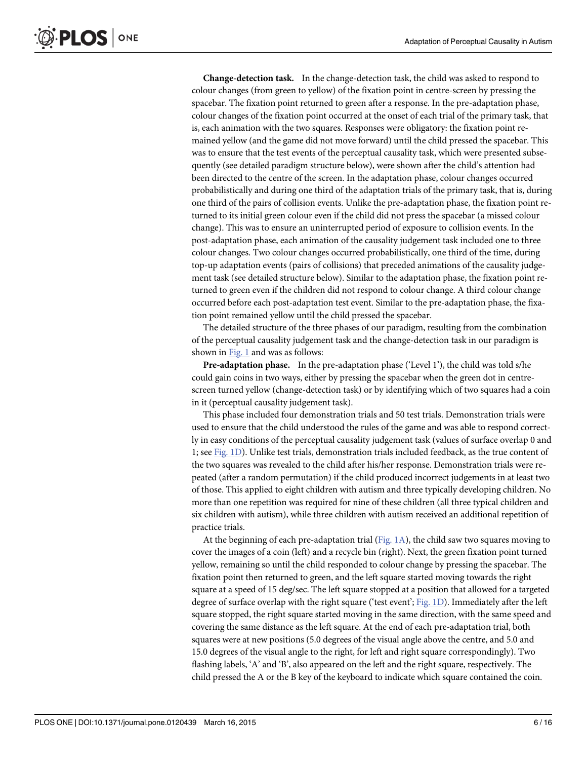**Change-detection task.** In the change-detection task, the child was asked to respond to colour changes (from green to yellow) of the fixation point in centre-screen by pressing the spacebar. The fixation point returned to green after a response. In the pre-adaptation phase, colour changes of the fixation point occurred at the onset of each trial of the primary task, that is, each animation with the two squares. Responses were obligatory: the fixation point remained yellow (and the game did not move forward) until the child pressed the spacebar. This was to ensure that the test events of the perceptual causality task, which were presented subsequently (see detailed paradigm structure below), were shown after the child's attention had been directed to the centre of the screen. In the adaptation phase, colour changes occurred probabilistically and during one third of the adaptation trials of the primary task, that is, during one third of the pairs of collision events. Unlike the pre-adaptation phase, the fixation point returned to its initial green colour even if the child did not press the spacebar (a missed colour change). This was to ensure an uninterrupted period of exposure to collision events. In the post-adaptation phase, each animation of the causality judgement task included one to three colour changes. Two colour changes occurred probabilistically, one third of the time, during top-up adaptation events (pairs of collisions) that preceded animations of the causality judgement task (see detailed structure below). Similar to the adaptation phase, the fixation point returned to green even if the children did not respond to colour change. A third colour change occurred before each post-adaptation test event. Similar to the pre-adaptation phase, the fixation point remained yellow until the child pressed the spacebar.

The detailed structure of the three phases of our paradigm, resulting from the combination of the perceptual causality judgement task and the change-detection task in our paradigm is shown in Fig. 1 and was as follows:

**Pre-adaptation phase.** In the pre-adaptation phase ('Level 1'), the child was told s/he could gain coins in two ways, either by pressing the spacebar when the green dot in centre-screen turned yellow (change-detection task) or by identifying which of two squares had a coin in it (perceptual causality judgement task).

This phase included four demonstration trials and 50 test trials. Demonstration trials were used to ensure that the child understood the rules of the game and was able to respond correctly in easy conditions of the perceptual causality judgement task (values of surface overlap 0 and 1; see Fig. 1D). Unlike test trials, demonstration trials included feedback, as the true content of the two squares was revealed to the child after his/her response. Demonstration trials were repeated (after a random permutation) if the child produced incorrect judgements in at least two of those. This applied to eight children with autism and three typically developing children. No more than one repetition was required for nine of these children (all three typical children and six children with autism), while three children with autism received an additional repetition of practice trials.

At the beginning of each pre-adaptation trial (Fig. 1A), the child saw two squares moving to cover the images of a coin (left) and a recycle bin (right). Next, the green fixation point turned yellow, remaining so until the child responded to colour change by pressing the spacebar. The fixation point then returned to green, and the left square started moving towards the right square at a speed of 15 deg/sec. The left square stopped at a position that allowed for a targeted degree of surface overlap with the right square ('test event'; Fig. 1D). Immediately after the left square stopped, the right square started moving in the same direction, with the same speed and covering the same distance as the left square. At the end of each pre-adaptation trial, both squares were at new positions (5.0 degrees of the visual angle above the centre, and 5.0 and 15.0 degrees of the visual angle to the right, for left and right square correspondingly). Two flashing labels, 'A' and 'B', also appeared on the left and the right square, respectively. The child pressed the A or the B key of the keyboard to indicate which square contained the coin.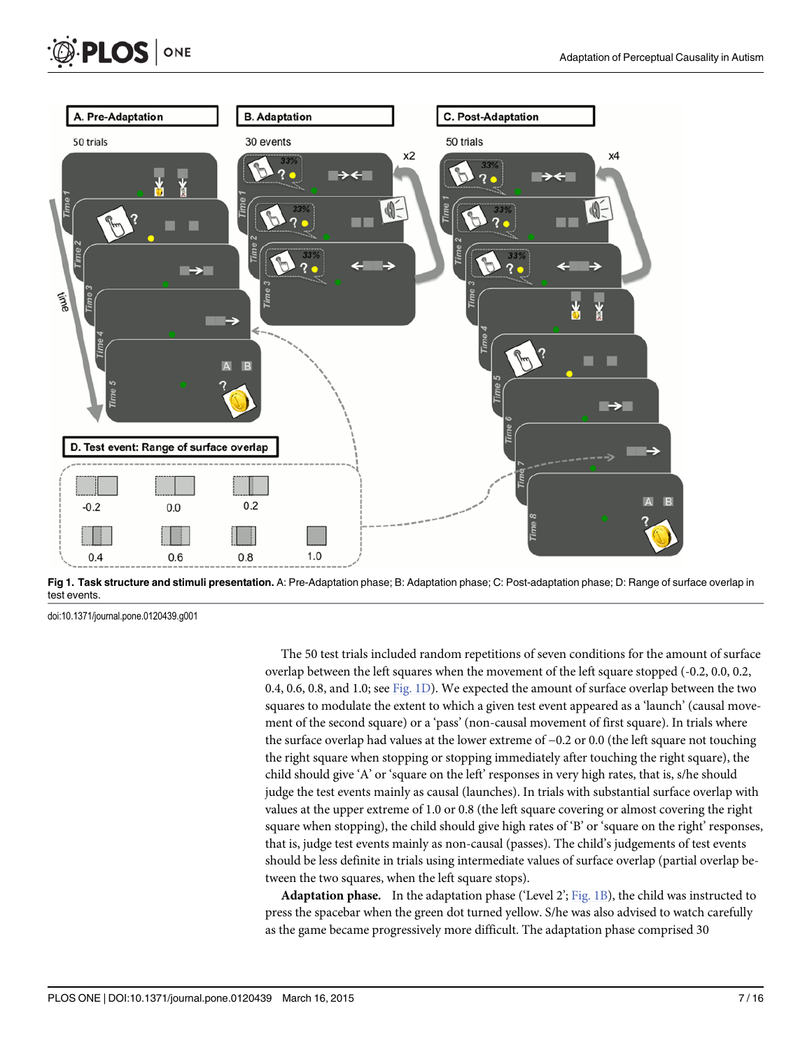Fig 1. Task structure and stimuli presentation. A: Pre-Adaptation phase; B: Adaptation phase; C: Post-adaptation phase; D: Range of surface overlap in test events.

doi:10.1371/journal.pone.0120439.g001

The 50 test trials included random repetitions of seven conditions for the amount of surface overlap between the left squares when the movement of the left square stopped (-0.2, 0.0, 0.2, 0.4, 0.6, 0.8, and 1.0; see Fig. 1D). We expected the amount of surface overlap between the two squares to modulate the extent to which a given test event appeared as a 'launch' (causal movement of the second square) or a 'pass' (non-causal movement of first square). In trials where the surface overlap had values at the lower extreme of −0.2 or 0.0 (the left square not touching the right square when stopping or stopping immediately after touching the right square), the child should give 'A' or 'square on the left' responses in very high rates, that is, s/he should judge the test events mainly as causal (launches). In trials with substantial surface overlap with values at the upper extreme of 1.0 or 0.8 (the left square covering or almost covering the right square when stopping), the child should give high rates of 'B' or 'square on the right' responses, that is, judge test events mainly as non-causal (passes). The child's judgements of test events should be less definite in trials using intermediate values of surface overlap (partial overlap between the two squares, when the left square stops).

**Adaptation phase.** In the adaptation phase ('Level 2'; Fig. 1B), the child was instructed to press the spacebar when the green dot turned yellow. S/he was also advised to watch carefully as the game became progressively more difficult. The adaptation phase comprised 30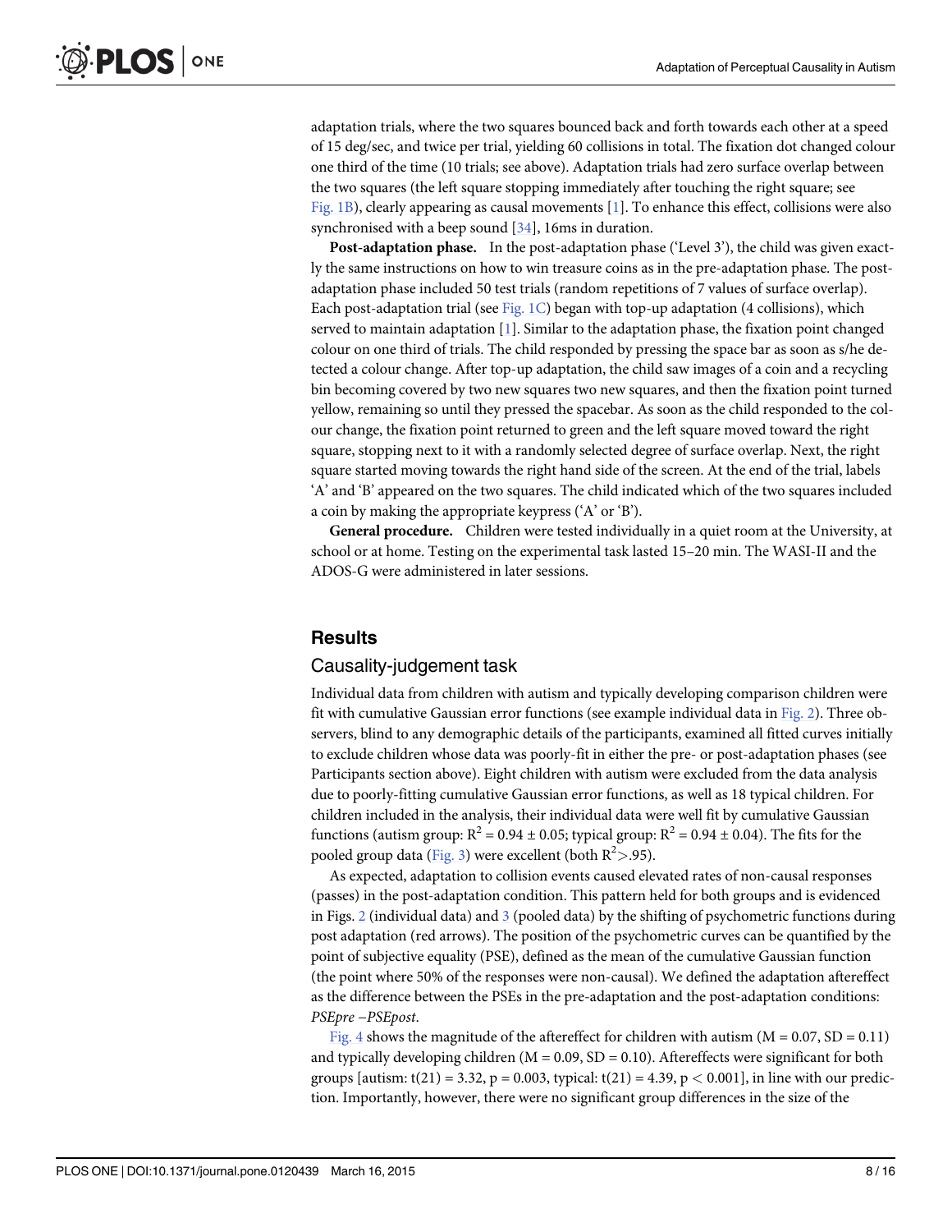adaptation trials, where the two squares bounced back and forth towards each other at a speed of 15 deg/sec, and twice per trial, yielding 60 collisions in total. The fixation dot changed colour one third of the time (10 trials; see above). Adaptation trials had zero surface overlap between the two squares (the left square stopping immediately after touching the right square; see Fig. 1B), clearly appearing as causal movements [1]. To enhance this effect, collisions were also synchronised with a beep sound [34], 16ms in duration.

**Post-adaptation phase.** In the post-adaptation phase ('Level 3'), the child was given exactly the same instructions on how to win treasure coins as in the pre-adaptation phase. The post-adaptation phase included 50 test trials (random repetitions of 7 values of surface overlap). Each post-adaptation trial (see Fig. 1C) began with top-up adaptation (4 collisions), which served to maintain adaptation [1]. Similar to the adaptation phase, the fixation point changed colour on one third of trials. The child responded by pressing the space bar as soon as s/he detected a colour change. After top-up adaptation, the child saw images of a coin and a recycling bin becoming covered by two new squares two new squares, and then the fixation point turned yellow, remaining so until they pressed the spacebar. As soon as the child responded to the colour change, the fixation point returned to green and the left square moved toward the right square, stopping next to it with a randomly selected degree of surface overlap. Next, the right square started moving towards the right hand side of the screen. At the end of the trial, labels 'A' and 'B' appeared on the two squares. The child indicated which of the two squares included a coin by making the appropriate keypress ('A' or 'B').

**General procedure.** Children were tested individually in a quiet room at the University, at school or at home. Testing on the experimental task lasted 15–20 min. The WASI-II and the ADOS-G were administered in later sessions.

## Results

### Causality-judgement task

Individual data from children with autism and typically developing comparison children were fit with cumulative Gaussian error functions (see example individual data in Fig. 2). Three observers, blind to any demographic details of the participants, examined all fitted curves initially to exclude children whose data was poorly-fit in either the pre- or post-adaptation phases (see Participants section above). Eight children with autism were excluded from the data analysis due to poorly-fitting cumulative Gaussian error functions, as well as 18 typical children. For children included in the analysis, their individual data were well fit by cumulative Gaussian functions (autism group: $R^2 = 0.94 \pm 0.05$; typical group: $R^2 = 0.94 \pm 0.04$). The fits for the pooled group data (Fig. 3) were excellent (both $R^2 > .95$).

As expected, adaptation to collision events caused elevated rates of non-causal responses (passes) in the post-adaptation condition. This pattern held for both groups and is evidenced in Figs. 2 (individual data) and 3 (pooled data) by the shifting of psychometric functions during post adaptation (red arrows). The position of the psychometric curves can be quantified by the point of subjective equality (PSE), defined as the mean of the cumulative Gaussian function (the point where 50% of the responses were non-causal). We defined the adaptation aftereffect as the difference between the PSEs in the pre-adaptation and the post-adaptation conditions: *PSEpre −PSEpost*.

Fig. 4 shows the magnitude of the aftereffect for children with autism (M = 0.07, SD = 0.11) and typically developing children (M = 0.09, SD = 0.10). Aftereffects were significant for both groups [autism: $t(21) = 3.32$, $p = 0.003$, typical: $t(21) = 4.39$, $p < 0.001$], in line with our prediction. Importantly, however, there were no significant group differences in the size of the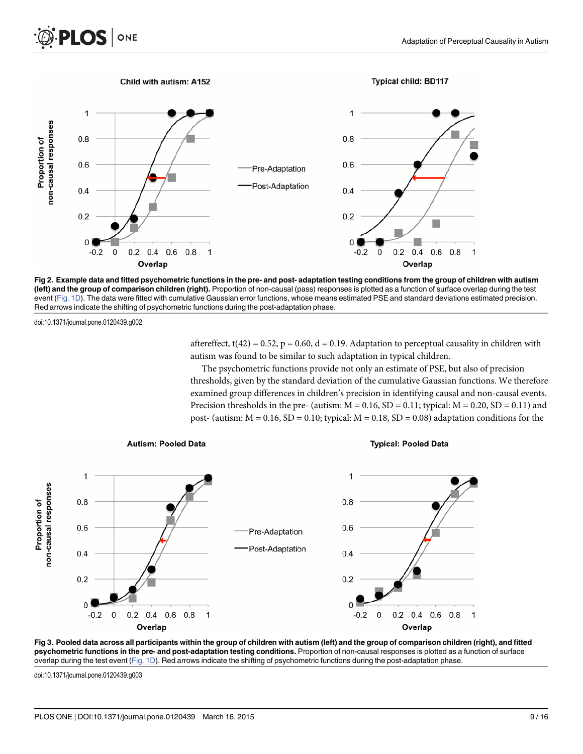Fig 2. Example data and fitted psychometric functions in the pre- and post- adaptation testing conditions from the group of children with autism (left) and the group of comparison children (right). Proportion of non-causal (pass) responses is plotted as a function of surface overlap during the test event (Fig. 1D). The data were fitted with cumulative Gaussian error functions, whose means estimated PSE and standard deviations estimated precision. Red arrows indicate the shifting of psychometric functions during the post-adaptation phase.

doi:10.1371/journal.pone.0120439.g002

aftereffect, $t(42) = 0.52$, $p = 0.60$, $d = 0.19$. Adaptation to perceptual causality in children with autism was found to be similar to such adaptation in typical children.

The psychometric functions provide not only an estimate of PSE, but also of precision thresholds, given by the standard deviation of the cumulative Gaussian functions. We therefore examined group differences in children's precision in identifying causal and non-causal events. Precision thresholds in the pre- (autism: $M = 0.16$, $SD = 0.11$; typical: $M = 0.20$, $SD = 0.11$) and post- (autism: $M = 0.16$, $SD = 0.10$; typical: $M = 0.18$, $SD = 0.08$) adaptation conditions for the

Fig 3. Pooled data across all participants within the group of children with autism (left) and the group of comparison children (right), and fitted psychometric functions in the pre- and post-adaptation testing conditions. Proportion of non-causal responses is plotted as a function of surface overlap during the test event (Fig. 1D). Red arrows indicate the shifting of psychometric functions during the post-adaptation phase.

doi:10.1371/journal.pone.0120439.g003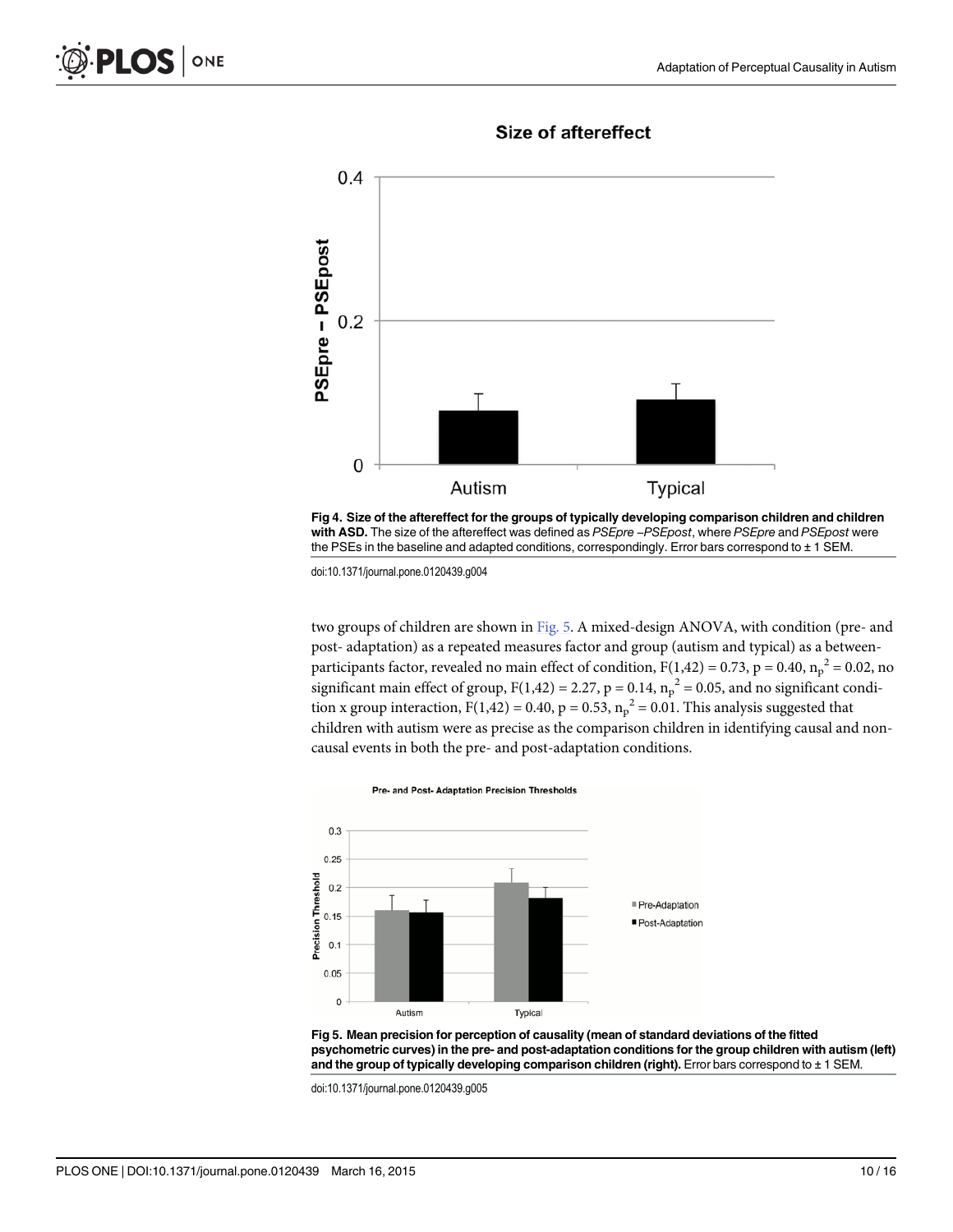Fig 4. Size of the aftereffect for the groups of typically developing comparison children and children with ASD. The size of the aftereffect was defined as *PSEpre –PSEpost*, where *PSEpre* and *PSEpost* were the PSEs in the baseline and adapted conditions, correspondingly. Error bars correspond to ± 1 SEM.

doi:10.1371/journal.pone.0120439.g004

two groups of children are shown in Fig. 5. A mixed-design ANOVA, with condition (pre- and post- adaptation) as a repeated measures factor and group (autism and typical) as a between-participants factor, revealed no main effect of condition, $F(1,42) = 0.73$, $p = 0.40$, $n_p^2 = 0.02$, no significant main effect of group, $F(1,42) = 2.27$, $p = 0.14$, $n_p^2 = 0.05$, and no significant condition x group interaction, $F(1,42) = 0.40$, $p = 0.53$, $n_p^2 = 0.01$. This analysis suggested that children with autism were as precise as the comparison children in identifying causal and non-causal events in both the pre- and post-adaptation conditions.

Fig 5. Mean precision for perception of causality (mean of standard deviations of the fitted psychometric curves) in the pre- and post-adaptation conditions for the group children with autism (left) and the group of typically developing comparison children (right). Error bars correspond to ± 1 SEM.

doi:10.1371/journal.pone.0120439.g005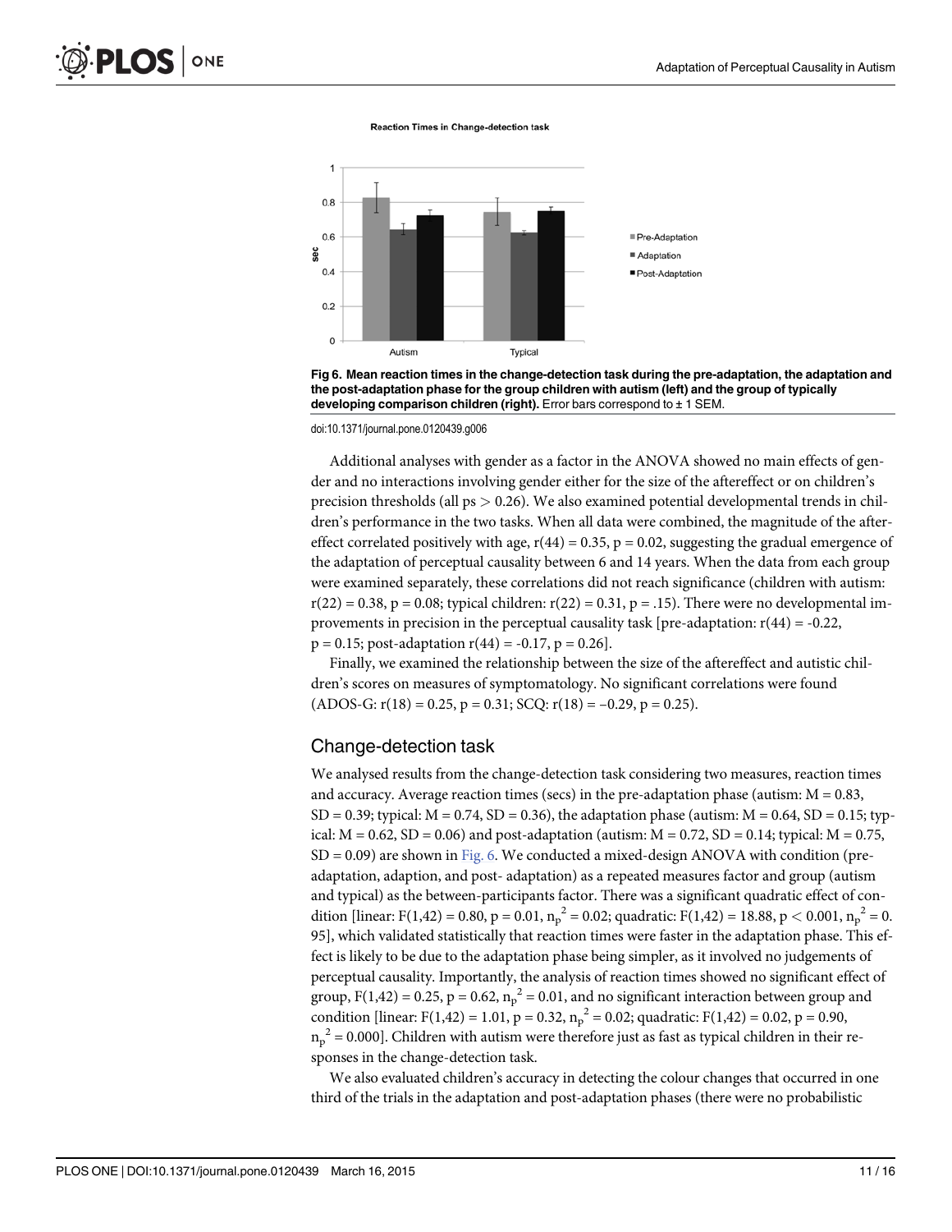Fig 6. Mean reaction times in the change-detection task during the pre-adaptation, the adaptation and the post-adaptation phase for the group children with autism (left) and the group of typically developing comparison children (right). Error bars correspond to ± 1 SEM.

doi:10.1371/journal.pone.0120439.g006

Additional analyses with gender as a factor in the ANOVA showed no main effects of gender and no interactions involving gender either for the size of the aftereffect or on children's precision thresholds (all ps $> 0.26$). We also examined potential developmental trends in children's performance in the two tasks. When all data were combined, the magnitude of the aftereffect correlated positively with age, $r(44) = 0.35$, $p = 0.02$, suggesting the gradual emergence of the adaptation of perceptual causality between 6 and 14 years. When the data from each group were examined separately, these correlations did not reach significance (children with autism: $r(22) = 0.38$, $p = 0.08$; typical children: $r(22) = 0.31$, $p = .15$). There were no developmental improvements in precision in the perceptual causality task [pre-adaptation: $r(44) = -0.22$, $p = 0.15$; post-adaptation $r(44) = -0.17$, $p = 0.26$].

Finally, we examined the relationship between the size of the aftereffect and autistic children's scores on measures of symptomatology. No significant correlations were found (ADOS-G: $r(18) = 0.25$, $p = 0.31$; SCQ: $r(18) = -0.29$, $p = 0.25$).

## Change-detection task

We analysed results from the change-detection task considering two measures, reaction times and accuracy. Average reaction times (secs) in the pre-adaptation phase (autism: $M = 0.83$, $SD = 0.39$; typical: $M = 0.74$, $SD = 0.36$), the adaptation phase (autism: $M = 0.64$, $SD = 0.15$; typical: $M = 0.62$, $SD = 0.06$) and post-adaptation (autism: $M = 0.72$, $SD = 0.14$; typical: $M = 0.75$, $SD = 0.09$) are shown in Fig. 6. We conducted a mixed-design ANOVA with condition (pre-adaptation, adaption, and post- adaptation) as a repeated measures factor and group (autism and typical) as the between-participants factor. There was a significant quadratic effect of condition [linear: $F(1,42) = 0.80$, $p = 0.01$, $n_p^2 = 0.02$; quadratic: $F(1,42) = 18.88$, $p < 0.001$, $n_p^2 = 0.95$], which validated statistically that reaction times were faster in the adaptation phase. This effect is likely to be due to the adaptation phase being simpler, as it involved no judgements of perceptual causality. Importantly, the analysis of reaction times showed no significant effect of group, $F(1,42) = 0.25$, $p = 0.62$, $n_p^2 = 0.01$, and no significant interaction between group and condition [linear: $F(1,42) = 1.01$, $p = 0.32$, $n_p^2 = 0.02$; quadratic: $F(1,42) = 0.02$, $p = 0.90$, $n_p^2 = 0.000$]. Children with autism were therefore just as fast as typical children in their responses in the change-detection task.

We also evaluated children's accuracy in detecting the colour changes that occurred in one third of the trials in the adaptation and post-adaptation phases (there were no probabilistic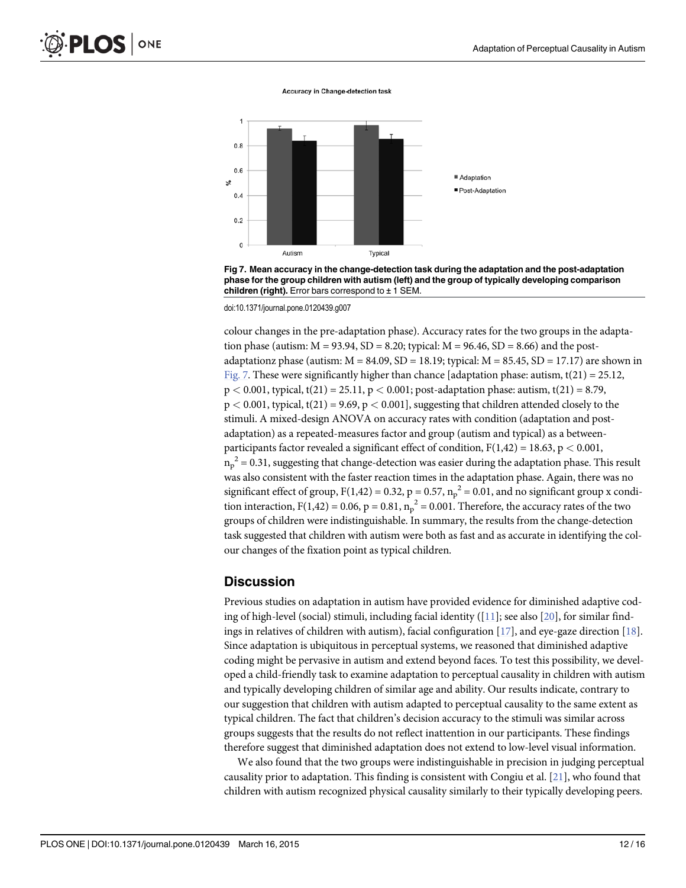Fig 7. Mean accuracy in the change-detection task during the adaptation and the post-adaptation phase for the group children with autism (left) and the group of typically developing comparison children (right). Error bars correspond to ± 1 SEM.

doi:10.1371/journal.pone.0120439.g007

colour changes in the pre-adaptation phase). Accuracy rates for the two groups in the adaptation phase (autism: M = 93.94, SD = 8.20; typical: M = 96.46, SD = 8.66) and the post-adaptationz phase (autism: M = 84.09, SD = 18.19; typical: M = 85.45, SD = 17.17) are shown in Fig. 7. These were significantly higher than chance [adaptation phase: autism, $t(21) = 25.12$, $p < 0.001$, typical, $t(21) = 25.11$, $p < 0.001$; post-adaptation phase: autism, $t(21) = 8.79$, $p < 0.001$, typical, $t(21) = 9.69$, $p < 0.001$], suggesting that children attended closely to the stimuli. A mixed-design ANOVA on accuracy rates with condition (adaptation and post-adaptation) as a repeated-measures factor and group (autism and typical) as a between-participants factor revealed a significant effect of condition, $F(1,42) = 18.63$, $p < 0.001$, $n_p^2 = 0.31$, suggesting that change-detection was easier during the adaptation phase. This result was also consistent with the faster reaction times in the adaptation phase. Again, there was no significant effect of group, $F(1,42) = 0.32$, $p = 0.57$, $n_p^2 = 0.01$, and no significant group x condition interaction, $F(1,42) = 0.06$, $p = 0.81$, $n_p^2 = 0.001$. Therefore, the accuracy rates of the two groups of children were indistinguishable. In summary, the results from the change-detection task suggested that children with autism were both as fast and as accurate in identifying the colour changes of the fixation point as typical children.

## Discussion

Previous studies on adaptation in autism have provided evidence for diminished adaptive coding of high-level (social) stimuli, including facial identity ([11]; see also [20], for similar findings in relatives of children with autism), facial configuration [17], and eye-gaze direction [18]. Since adaptation is ubiquitous in perceptual systems, we reasoned that diminished adaptive coding might be pervasive in autism and extend beyond faces. To test this possibility, we developed a child-friendly task to examine adaptation to perceptual causality in children with autism and typically developing children of similar age and ability. Our results indicate, contrary to our suggestion that children with autism adapted to perceptual causality to the same extent as typical children. The fact that children's decision accuracy to the stimuli was similar across groups suggests that the results do not reflect inattention in our participants. These findings therefore suggest that diminished adaptation does not extend to low-level visual information.

We also found that the two groups were indistinguishable in precision in judging perceptual causality prior to adaptation. This finding is consistent with Congiu et al. [21], who found that children with autism recognized physical causality similarly to their typically developing peers.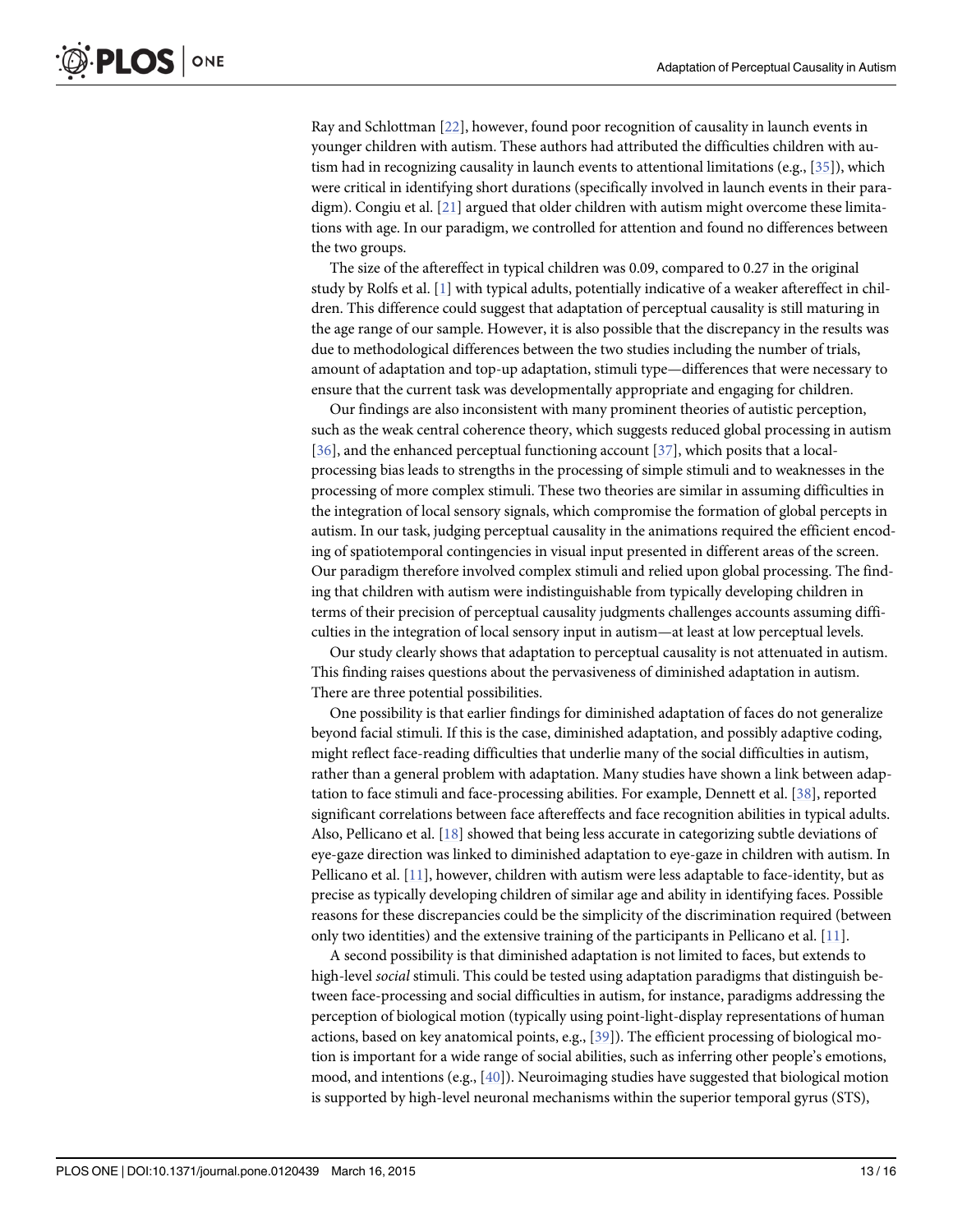Ray and Schlottman [22], however, found poor recognition of causality in launch events in younger children with autism. These authors had attributed the difficulties children with autism had in recognizing causality in launch events to attentional limitations (e.g., [35]), which were critical in identifying short durations (specifically involved in launch events in their paradigm). Congiu et al. [21] argued that older children with autism might overcome these limitations with age. In our paradigm, we controlled for attention and found no differences between the two groups.

The size of the aftereffect in typical children was 0.09, compared to 0.27 in the original study by Rolfs et al. [1] with typical adults, potentially indicative of a weaker aftereffect in children. This difference could suggest that adaptation of perceptual causality is still maturing in the age range of our sample. However, it is also possible that the discrepancy in the results was due to methodological differences between the two studies including the number of trials, amount of adaptation and top-up adaptation, stimuli type—differences that were necessary to ensure that the current task was developmentally appropriate and engaging for children.

Our findings are also inconsistent with many prominent theories of autistic perception, such as the weak central coherence theory, which suggests reduced global processing in autism [36], and the enhanced perceptual functioning account [37], which posits that a local-processing bias leads to strengths in the processing of simple stimuli and to weaknesses in the processing of more complex stimuli. These two theories are similar in assuming difficulties in the integration of local sensory signals, which compromise the formation of global percepts in autism. In our task, judging perceptual causality in the animations required the efficient encoding of spatiotemporal contingencies in visual input presented in different areas of the screen. Our paradigm therefore involved complex stimuli and relied upon global processing. The finding that children with autism were indistinguishable from typically developing children in terms of their precision of perceptual causality judgments challenges accounts assuming difficulties in the integration of local sensory input in autism—at least at low perceptual levels.

Our study clearly shows that adaptation to perceptual causality is not attenuated in autism. This finding raises questions about the pervasiveness of diminished adaptation in autism. There are three potential possibilities.

One possibility is that earlier findings for diminished adaptation of faces do not generalize beyond facial stimuli. If this is the case, diminished adaptation, and possibly adaptive coding, might reflect face-reading difficulties that underlie many of the social difficulties in autism, rather than a general problem with adaptation. Many studies have shown a link between adaptation to face stimuli and face-processing abilities. For example, Dennett et al. [38], reported significant correlations between face aftereffects and face recognition abilities in typical adults. Also, Pellicano et al. [18] showed that being less accurate in categorizing subtle deviations of eye-gaze direction was linked to diminished adaptation to eye-gaze in children with autism. In Pellicano et al. [11], however, children with autism were less adaptable to face-identity, but as precise as typically developing children of similar age and ability in identifying faces. Possible reasons for these discrepancies could be the simplicity of the discrimination required (between only two identities) and the extensive training of the participants in Pellicano et al. [11].

A second possibility is that diminished adaptation is not limited to faces, but extends to high-level *social* stimuli. This could be tested using adaptation paradigms that distinguish between face-processing and social difficulties in autism, for instance, paradigms addressing the perception of biological motion (typically using point-light-display representations of human actions, based on key anatomical points, e.g., [39]). The efficient processing of biological motion is important for a wide range of social abilities, such as inferring other people's emotions, mood, and intentions (e.g., [40]). Neuroimaging studies have suggested that biological motion is supported by high-level neuronal mechanisms within the superior temporal gyrus (STS),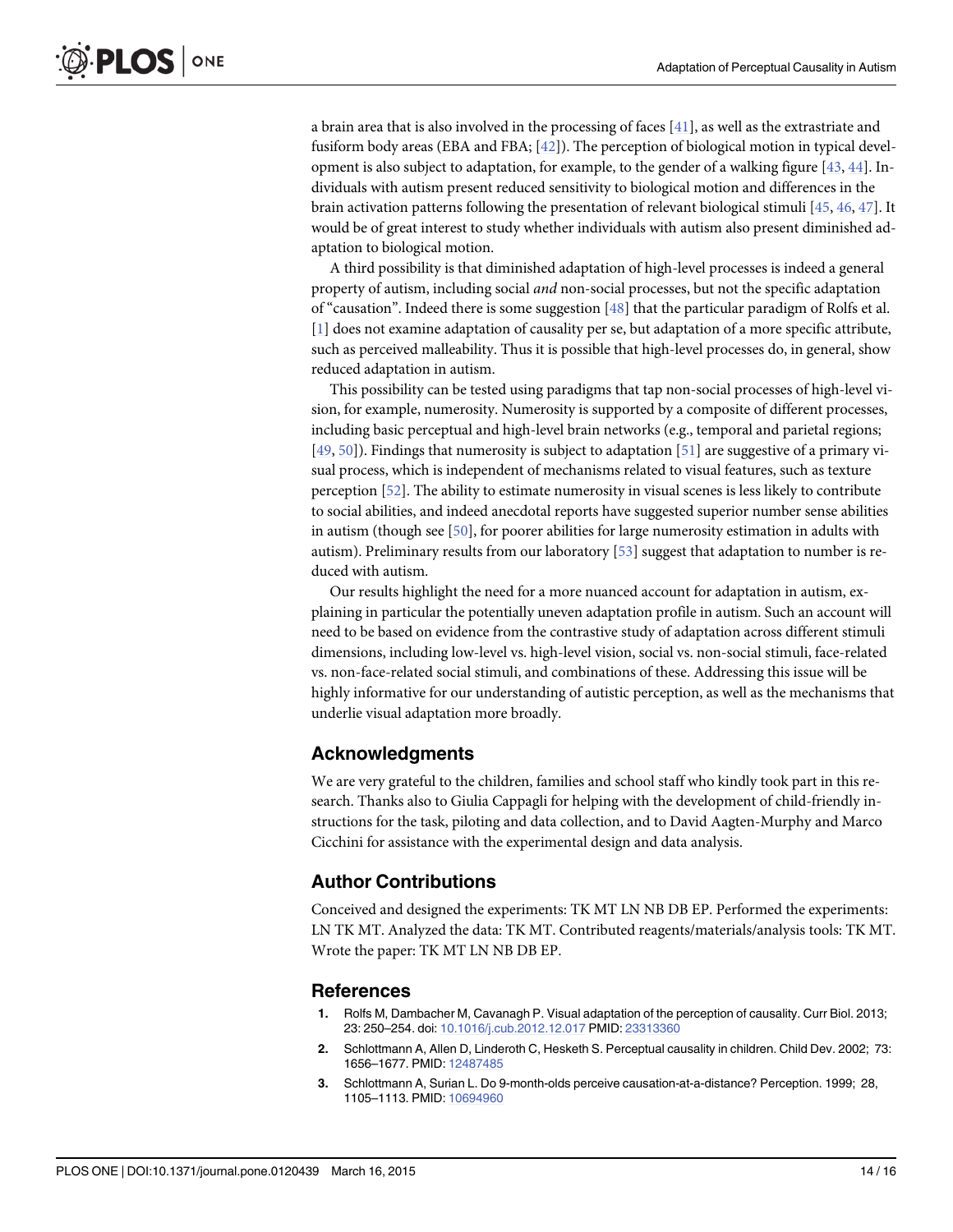a brain area that is also involved in the processing of faces [41], as well as the extrastriate and fusiform body areas (EBA and FBA; [42]). The perception of biological motion in typical development is also subject to adaptation, for example, to the gender of a walking figure [43, 44]. Individuals with autism present reduced sensitivity to biological motion and differences in the brain activation patterns following the presentation of relevant biological stimuli [45, 46, 47]. It would be of great interest to study whether individuals with autism also present diminished adaptation to biological motion.

A third possibility is that diminished adaptation of high-level processes is indeed a general property of autism, including social *and* non-social processes, but not the specific adaptation of "causation". Indeed there is some suggestion [48] that the particular paradigm of Rolfs et al. [1] does not examine adaptation of causality per se, but adaptation of a more specific attribute, such as perceived malleability. Thus it is possible that high-level processes do, in general, show reduced adaptation in autism.

This possibility can be tested using paradigms that tap non-social processes of high-level vision, for example, numerosity. Numerosity is supported by a composite of different processes, including basic perceptual and high-level brain networks (e.g., temporal and parietal regions; [49, 50]). Findings that numerosity is subject to adaptation [51] are suggestive of a primary visual process, which is independent of mechanisms related to visual features, such as texture perception [52]. The ability to estimate numerosity in visual scenes is less likely to contribute to social abilities, and indeed anecdotal reports have suggested superior number sense abilities in autism (though see [50], for poorer abilities for large numerosity estimation in adults with autism). Preliminary results from our laboratory [53] suggest that adaptation to number is reduced with autism.

Our results highlight the need for a more nuanced account for adaptation in autism, explaining in particular the potentially uneven adaptation profile in autism. Such an account will need to be based on evidence from the contrastive study of adaptation across different stimuli dimensions, including low-level vs. high-level vision, social vs. non-social stimuli, face-related vs. non-face-related social stimuli, and combinations of these. Addressing this issue will be highly informative for our understanding of autistic perception, as well as the mechanisms that underlie visual adaptation more broadly.

## Acknowledgments

We are very grateful to the children, families and school staff who kindly took part in this research. Thanks also to Giulia Cappagli for helping with the development of child-friendly instructions for the task, piloting and data collection, and to David Aagten-Murphy and Marco Cicchini for assistance with the experimental design and data analysis.

## Author Contributions

Conceived and designed the experiments: TK MT LN NB DB EP. Performed the experiments: LN TK MT. Analyzed the data: TK MT. Contributed reagents/materials/analysis tools: TK MT. Wrote the paper: TK MT LN NB DB EP.

## References

1. Rolfs M, Dambacher M, Cavanagh P. Visual adaptation of the perception of causality. Curr Biol. 2013; 23: 250–254. doi: 10.1016/j.cub.2012.12.017 PMID: 23313360
2. Schlottmann A, Allen D, Linderoth C, Hesketh S. Perceptual causality in children. Child Dev. 2002; 73: 1656–1677. PMID: 12487485
3. Schlottmann A, Surian L. Do 9-month-olds perceive causation-at-a-distance? Perception. 1999; 28, 1105–1113. PMID: 10694960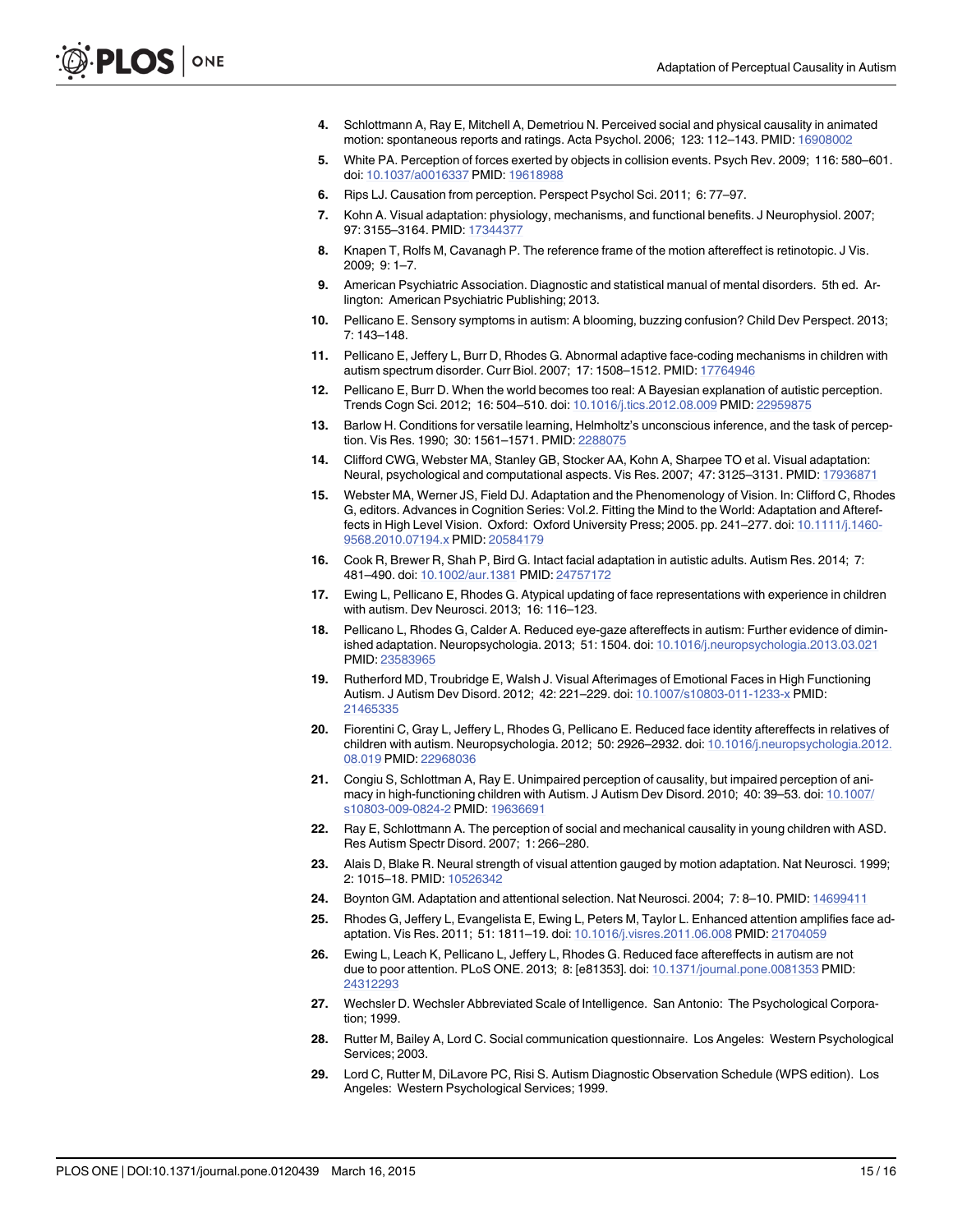4. Schlottmann A, Ray E, Mitchell A, Demetriou N. Perceived social and physical causality in animated motion: spontaneous reports and ratings. Acta Psychol. 2006; 123: 112–143. PMID: 16908002
5. White PA. Perception of forces exerted by objects in collision events. Psych Rev. 2009; 116: 580–601. doi: 10.1037/a0016337 PMID: 19618988
6. Rips LJ. Causation from perception. Perspect Psychol Sci. 2011; 6: 77–97.
7. Kohn A. Visual adaptation: physiology, mechanisms, and functional benefits. J Neurophysiol. 2007; 97: 3155–3164. PMID: 17344377
8. Knapen T, Rolfs M, Cavanagh P. The reference frame of the motion aftereffect is retinotopic. J Vis. 2009; 9: 1–7.
9. American Psychiatric Association. Diagnostic and statistical manual of mental disorders. 5th ed. Arlington: American Psychiatric Publishing; 2013.
10. Pellicano E. Sensory symptoms in autism: A blooming, buzzing confusion? Child Dev Perspect. 2013; 7: 143–148.
11. Pellicano E, Jeffery L, Burr D, Rhodes G. Abnormal adaptive face-coding mechanisms in children with autism spectrum disorder. Curr Biol. 2007; 17: 1508–1512. PMID: 17764946
12. Pellicano E, Burr D. When the world becomes too real: A Bayesian explanation of autistic perception. Trends Cogn Sci. 2012; 16: 504–510. doi: 10.1016/j.tics.2012.08.009 PMID: 22959875
13. Barlow H. Conditions for versatile learning, Helmholtz's unconscious inference, and the task of perception. Vis Res. 1990; 30: 1561–1571. PMID: 2288075
14. Clifford CWG, Webster MA, Stanley GB, Stocker AA, Kohn A, Sharpee TO et al. Visual adaptation: Neural, psychological and computational aspects. Vis Res. 2007; 47: 3125–3131. PMID: 17936871
15. Webster MA, Werner JS, Field DJ. Adaptation and the Phenomenology of Vision. In: Clifford C, Rhodes G, editors. Advances in Cognition Series: Vol.2. Fitting the Mind to the World: Adaptation and Aftereffects in High Level Vision. Oxford: Oxford University Press; 2005. pp. 241–277. doi: 10.1111/j.1460-9568.2010.07194.x PMID: 20584179
16. Cook R, Brewer R, Shah P, Bird G. Intact facial adaptation in autistic adults. Autism Res. 2014; 7: 481–490. doi: 10.1002/aur.1381 PMID: 24757172
17. Ewing L, Pellicano E, Rhodes G. Atypical updating of face representations with experience in children with autism. Dev Neurosci. 2013; 16: 116–123.
18. Pellicano L, Rhodes G, Calder A. Reduced eye-gaze aftereffects in autism: Further evidence of diminished adaptation. Neuropsychologia. 2013; 51: 1504. doi: 10.1016/j.neuropsychologia.2013.03.021 PMID: 23583965
19. Rutherford MD, Troubridge E, Walsh J. Visual Afterimages of Emotional Faces in High Functioning Autism. J Autism Dev Disord. 2012; 42: 221–229. doi: 10.1007/s10803-011-1233-x PMID: 21465335
20. Fiorentini C, Gray L, Jeffery L, Rhodes G, Pellicano E. Reduced face identity aftereffects in relatives of children with autism. Neuropsychologia. 2012; 50: 2926–2932. doi: 10.1016/j.neuropsychologia.2012.08.019 PMID: 22968036
21. Congiu S, Schlottman A, Ray E. Unimpaired perception of causality, but impaired perception of animacy in high-functioning children with Autism. J Autism Dev Disord. 2010; 40: 39–53. doi: 10.1007/s10803-009-0824-2 PMID: 19636691
22. Ray E, Schlottmann A. The perception of social and mechanical causality in young children with ASD. Res Autism Spectr Disord. 2007; 1: 266–280.
23. Alais D, Blake R. Neural strength of visual attention gauged by motion adaptation. Nat Neurosci. 1999; 2: 1015–18. PMID: 10526342
24. Boynton GM. Adaptation and attentional selection. Nat Neurosci. 2004; 7: 8–10. PMID: 14699411
25. Rhodes G, Jeffery L, Evangelista E, Ewing L, Peters M, Taylor L. Enhanced attention amplifies face adaptation. Vis Res. 2011; 51: 1811–19. doi: 10.1016/j.visres.2011.06.008 PMID: 21704059
26. Ewing L, Leach K, Pellicano L, Jeffery L, Rhodes G. Reduced face aftereffects in autism are not due to poor attention. PLoS ONE. 2013; 8: [e81353]. doi: 10.1371/journal.pone.0081353 PMID: 24312293
27. Wechsler D. Wechsler Abbreviated Scale of Intelligence. San Antonio: The Psychological Corporation; 1999.
28. Rutter M, Bailey A, Lord C. Social communication questionnaire. Los Angeles: Western Psychological Services; 2003.
29. Lord C, Rutter M, DiLavore PC, Risi S. Autism Diagnostic Observation Schedule (WPS edition). Los Angeles: Western Psychological Services; 1999.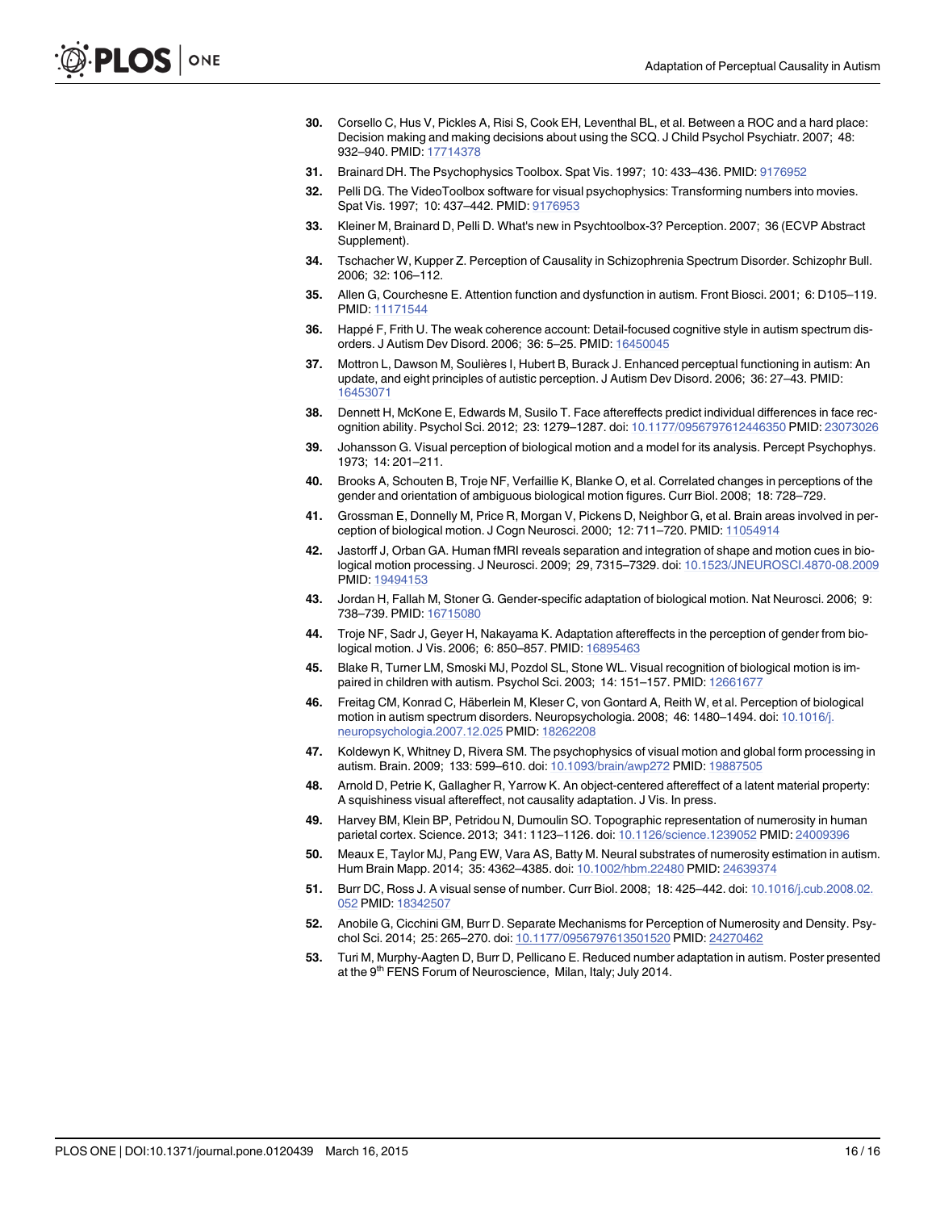30. Corsello C, Hus V, Pickles A, Risi S, Cook EH, Leventhal BL, et al. Between a ROC and a hard place: Decision making and making decisions about using the SCQ. J Child Psychol Psychiatr. 2007; 48: 932–940. PMID: 17714378

31. Brainard DH. The Psychophysics Toolbox. Spat Vis. 1997; 10: 433–436. PMID: 9176952

32. Pelli DG. The VideoToolbox software for visual psychophysics: Transforming numbers into movies. Spat Vis. 1997; 10: 437–442. PMID: 9176953

33. Kleiner M, Brainard D, Pelli D. What's new in Psychtoolbox-3? Perception. 2007; 36 (ECVP Abstract Supplement).

34. Tschacher W, Kupper Z. Perception of Causality in Schizophrenia Spectrum Disorder. Schizophr Bull. 2006; 32: 106–112.

35. Allen G, Courchesne E. Attention function and dysfunction in autism. Front Biosci. 2001; 6: D105–119. PMID: 11171544

36. Happé F, Frith U. The weak coherence account: Detail-focused cognitive style in autism spectrum disorders. J Autism Dev Disord. 2006; 36: 5–25. PMID: 16450045

37. Mottron L, Dawson M, Soulières I, Hubert B, Burack J. Enhanced perceptual functioning in autism: An update, and eight principles of autistic perception. J Autism Dev Disord. 2006; 36: 27–43. PMID: 16453071

38. Dennett H, McKone E, Edwards M, Susilo T. Face aftereffects predict individual differences in face recognition ability. Psychol Sci. 2012; 23: 1279–1287. doi: 10.1177/0956797612446350 PMID: 23073026

39. Johansson G. Visual perception of biological motion and a model for its analysis. Percept Psychophys. 1973; 14: 201–211.

40. Brooks A, Schouten B, Troje NF, Verfaillie K, Blanke O, et al. Correlated changes in perceptions of the gender and orientation of ambiguous biological motion figures. Curr Biol. 2008; 18: 728–729.

41. Grossman E, Donnelly M, Price R, Morgan V, Pickens D, Neighbor G, et al. Brain areas involved in perception of biological motion. J Cogn Neurosci. 2000; 12: 711–720. PMID: 11054914

42. Jastorff J, Orban GA. Human fMRI reveals separation and integration of shape and motion cues in biological motion processing. J Neurosci. 2009; 29, 7315–7329. doi: 10.1523/JNEUROSCI.4870-08.2009 PMID: 19494153

43. Jordan H, Fallah M, Stoner G. Gender-specific adaptation of biological motion. Nat Neurosci. 2006; 9: 738–739. PMID: 16715080

44. Troje NF, Sadr J, Geyer H, Nakayama K. Adaptation aftereffects in the perception of gender from biological motion. J Vis. 2006; 6: 850–857. PMID: 16895463

45. Blake R, Turner LM, Smoski MJ, Pozdol SL, Stone WL. Visual recognition of biological motion is impaired in children with autism. Psychol Sci. 2003; 14: 151–157. PMID: 12661677

46. Freitag CM, Konrad C, Häberlein M, Kleser C, von Gontard A, Reith W, et al. Perception of biological motion in autism spectrum disorders. Neuropsychologia. 2008; 46: 1480–1494. doi: 10.1016/j.neuropsychologia.2007.12.025 PMID: 18262208

47. Koldewyn K, Whitney D, Rivera SM. The psychophysics of visual motion and global form processing in autism. Brain. 2009; 133: 599–610. doi: 10.1093/brain/awp272 PMID: 19887505

48. Arnold D, Petrie K, Gallagher R, Yarrow K. An object-centered aftereffect of a latent material property: A squishiness visual aftereffect, not causality adaptation. J Vis. In press.

49. Harvey BM, Klein BP, Petridou N, Dumoulin SO. Topographic representation of numerosity in human parietal cortex. Science. 2013; 341: 1123–1126. doi: 10.1126/science.1239052 PMID: 24009396

50. Meaux E, Taylor MJ, Pang EW, Vara AS, Batty M. Neural substrates of numerosity estimation in autism. Hum Brain Mapp. 2014; 35: 4362–4385. doi: 10.1002/hbm.22480 PMID: 24639374

51. Burr DC, Ross J. A visual sense of number. Curr Biol. 2008; 18: 425–442. doi: 10.1016/j.cub.2008.02.052 PMID: 18342507

52. Anobile G, Cicchini GM, Burr D. Separate Mechanisms for Perception of Numerosity and Density. Psychol Sci. 2014; 25: 265–270. doi: 10.1177/0956797613501520 PMID: 24270462

53. Turi M, Murphy-Aagten D, Burr D, Pellicano E. Reduced number adaptation in autism. Poster presented at the 9th FENS Forum of Neuroscience, Milan, Italy; July 2014.